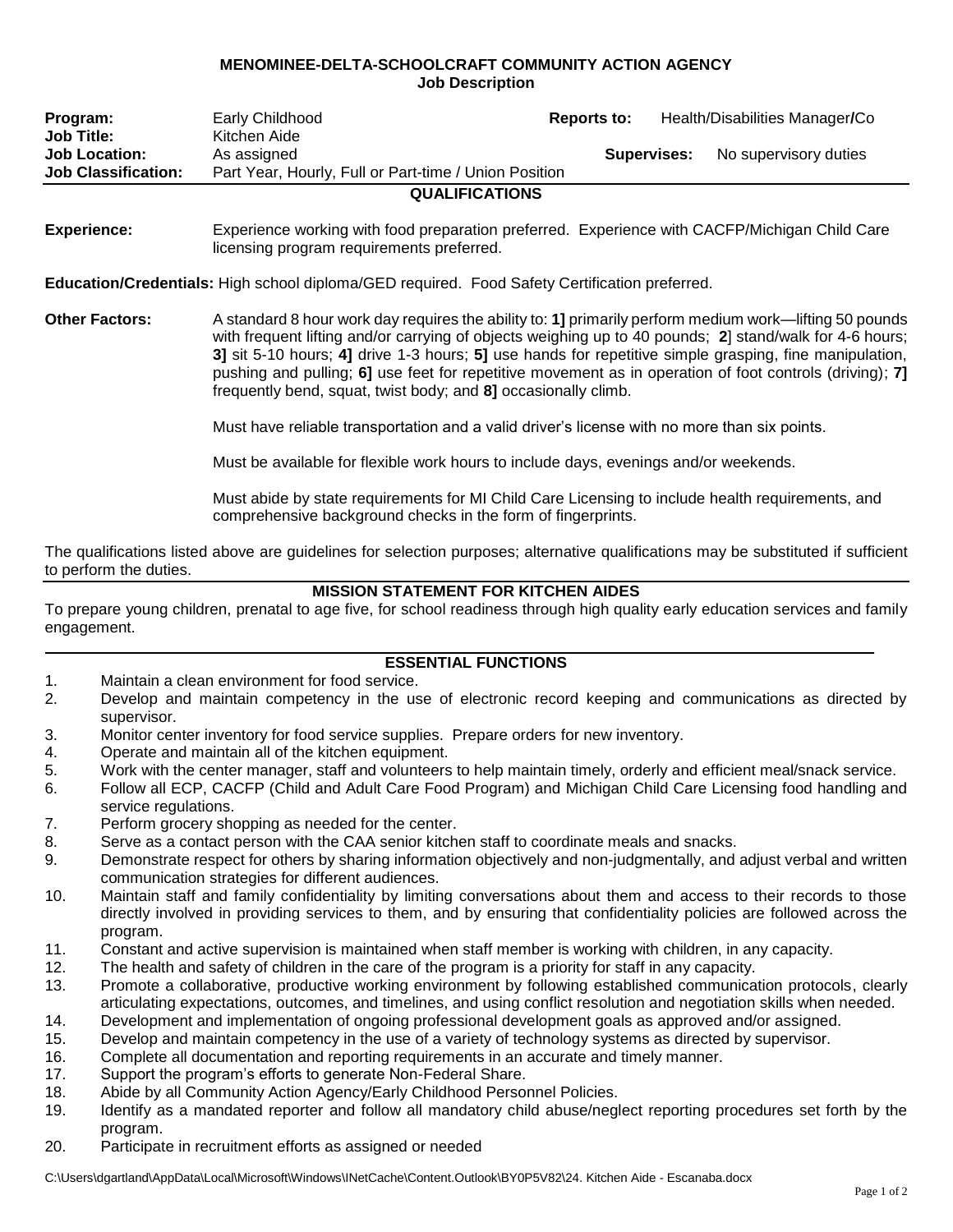## MENOMINEE-DELTA-SCHOOLCRAFT COMMUNITY ACTION AGENCY
### Job Description

| | | | |
|---|---|---|---|
| **Program:** | Early Childhood | **Reports to:** | Health/Disabilities Manager/Co |
| **Job Title:** | Kitchen Aide | | |
| **Job Location:** | As assigned | **Supervises:** | No supervisory duties |
| **Job Classification:** | Part Year, Hourly, Full or Part-time / Union Position | | |

### QUALIFICATIONS

**Experience:** Experience working with food preparation preferred. Experience with CACFP/Michigan Child Care licensing program requirements preferred.

**Education/Credentials:** High school diploma/GED required. Food Safety Certification preferred.

**Other Factors:** A standard 8 hour work day requires the ability to: **1]** primarily perform medium work—lifting 50 pounds with frequent lifting and/or carrying of objects weighing up to 40 pounds; **2**] stand/walk for 4-6 hours; **3]** sit 5-10 hours; **4]** drive 1-3 hours; **5]** use hands for repetitive simple grasping, fine manipulation, pushing and pulling; **6]** use feet for repetitive movement as in operation of foot controls (driving); **7]** frequently bend, squat, twist body; and **8]** occasionally climb.

Must have reliable transportation and a valid driver's license with no more than six points.

Must be available for flexible work hours to include days, evenings and/or weekends.

Must abide by state requirements for MI Child Care Licensing to include health requirements, and comprehensive background checks in the form of fingerprints.

The qualifications listed above are guidelines for selection purposes; alternative qualifications may be substituted if sufficient to perform the duties.

### MISSION STATEMENT FOR KITCHEN AIDES

To prepare young children, prenatal to age five, for school readiness through high quality early education services and family engagement.

### ESSENTIAL FUNCTIONS

1. Maintain a clean environment for food service.
2. Develop and maintain competency in the use of electronic record keeping and communications as directed by supervisor.
3. Monitor center inventory for food service supplies. Prepare orders for new inventory.
4. Operate and maintain all of the kitchen equipment.
5. Work with the center manager, staff and volunteers to help maintain timely, orderly and efficient meal/snack service.
6. Follow all ECP, CACFP (Child and Adult Care Food Program) and Michigan Child Care Licensing food handling and service regulations.
7. Perform grocery shopping as needed for the center.
8. Serve as a contact person with the CAA senior kitchen staff to coordinate meals and snacks.
9. Demonstrate respect for others by sharing information objectively and non-judgmentally, and adjust verbal and written communication strategies for different audiences.
10. Maintain staff and family confidentiality by limiting conversations about them and access to their records to those directly involved in providing services to them, and by ensuring that confidentiality policies are followed across the program.
11. Constant and active supervision is maintained when staff member is working with children, in any capacity.
12. The health and safety of children in the care of the program is a priority for staff in any capacity.
13. Promote a collaborative, productive working environment by following established communication protocols, clearly articulating expectations, outcomes, and timelines, and using conflict resolution and negotiation skills when needed.
14. Development and implementation of ongoing professional development goals as approved and/or assigned.
15. Develop and maintain competency in the use of a variety of technology systems as directed by supervisor.
16. Complete all documentation and reporting requirements in an accurate and timely manner.
17. Support the program's efforts to generate Non-Federal Share.
18. Abide by all Community Action Agency/Early Childhood Personnel Policies.
19. Identify as a mandated reporter and follow all mandatory child abuse/neglect reporting procedures set forth by the program.
20. Participate in recruitment efforts as assigned or needed

C:\Users\dgartland\AppData\Local\Microsoft\Windows\INetCache\Content.Outlook\BY0P5V82\24. Kitchen Aide - Escanaba.docx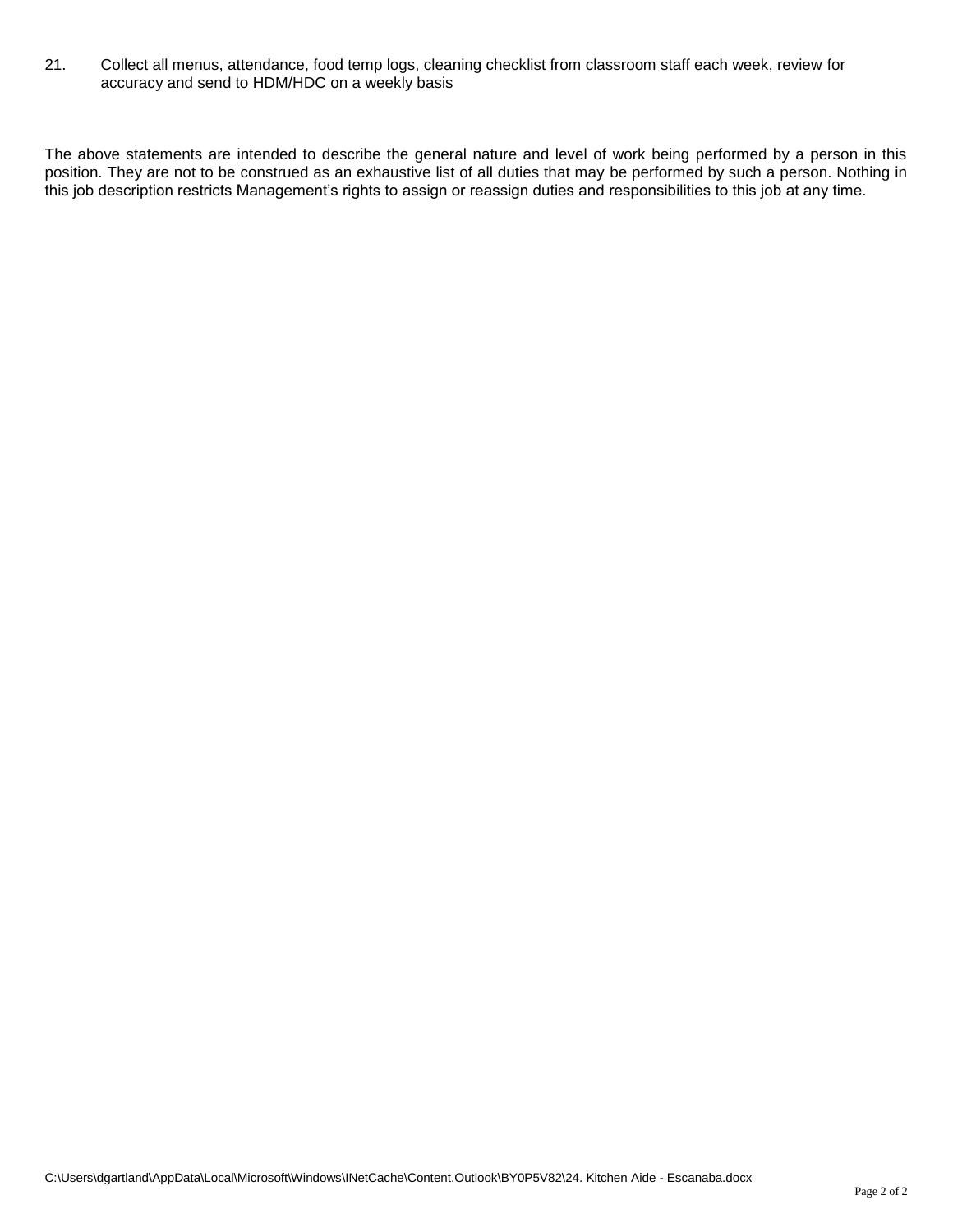21. Collect all menus, attendance, food temp logs, cleaning checklist from classroom staff each week, review for accuracy and send to HDM/HDC on a weekly basis

The above statements are intended to describe the general nature and level of work being performed by a person in this position. They are not to be construed as an exhaustive list of all duties that may be performed by such a person. Nothing in this job description restricts Management's rights to assign or reassign duties and responsibilities to this job at any time.